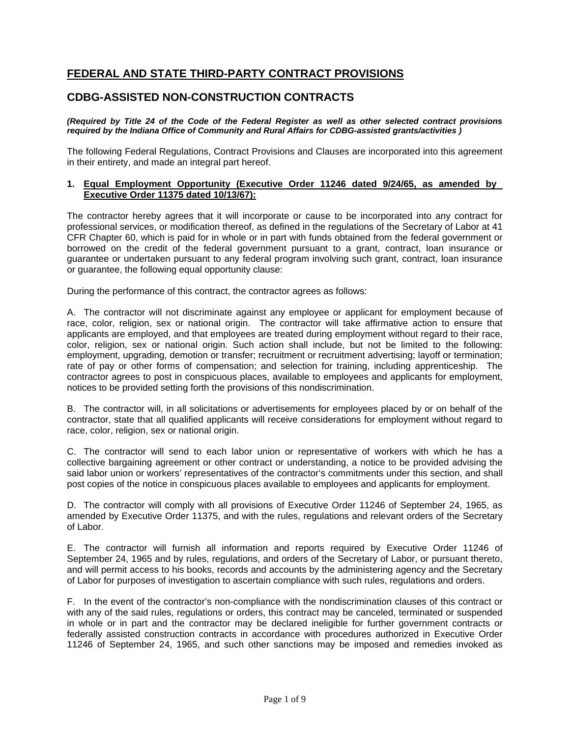# FEDERAL AND STATE THIRD-PARTY CONTRACT PROVISIONS

## CDBG-ASSISTED NON-CONSTRUCTION CONTRACTS

***(Required by Title 24 of the Code of the Federal Register as well as other selected contract provisions required by the Indiana Office of Community and Rural Affairs for CDBG-assisted grants/activities )***

The following Federal Regulations, Contract Provisions and Clauses are incorporated into this agreement in their entirety, and made an integral part hereof.

**1. Equal Employment Opportunity (Executive Order 11246 dated 9/24/65, as amended by Executive Order 11375 dated 10/13/67):**

The contractor hereby agrees that it will incorporate or cause to be incorporated into any contract for professional services, or modification thereof, as defined in the regulations of the Secretary of Labor at 41 CFR Chapter 60, which is paid for in whole or in part with funds obtained from the federal government or borrowed on the credit of the federal government pursuant to a grant, contract, loan insurance or guarantee or undertaken pursuant to any federal program involving such grant, contract, loan insurance or guarantee, the following equal opportunity clause:

During the performance of this contract, the contractor agrees as follows:

A. The contractor will not discriminate against any employee or applicant for employment because of race, color, religion, sex or national origin. The contractor will take affirmative action to ensure that applicants are employed, and that employees are treated during employment without regard to their race, color, religion, sex or national origin. Such action shall include, but not be limited to the following: employment, upgrading, demotion or transfer; recruitment or recruitment advertising; layoff or termination; rate of pay or other forms of compensation; and selection for training, including apprenticeship. The contractor agrees to post in conspicuous places, available to employees and applicants for employment, notices to be provided setting forth the provisions of this nondiscrimination.

B. The contractor will, in all solicitations or advertisements for employees placed by or on behalf of the contractor, state that all qualified applicants will receive considerations for employment without regard to race, color, religion, sex or national origin.

C. The contractor will send to each labor union or representative of workers with which he has a collective bargaining agreement or other contract or understanding, a notice to be provided advising the said labor union or workers' representatives of the contractor's commitments under this section, and shall post copies of the notice in conspicuous places available to employees and applicants for employment.

D. The contractor will comply with all provisions of Executive Order 11246 of September 24, 1965, as amended by Executive Order 11375, and with the rules, regulations and relevant orders of the Secretary of Labor.

E. The contractor will furnish all information and reports required by Executive Order 11246 of September 24, 1965 and by rules, regulations, and orders of the Secretary of Labor, or pursuant thereto, and will permit access to his books, records and accounts by the administering agency and the Secretary of Labor for purposes of investigation to ascertain compliance with such rules, regulations and orders.

F. In the event of the contractor's non-compliance with the nondiscrimination clauses of this contract or with any of the said rules, regulations or orders, this contract may be canceled, terminated or suspended in whole or in part and the contractor may be declared ineligible for further government contracts or federally assisted construction contracts in accordance with procedures authorized in Executive Order 11246 of September 24, 1965, and such other sanctions may be imposed and remedies invoked as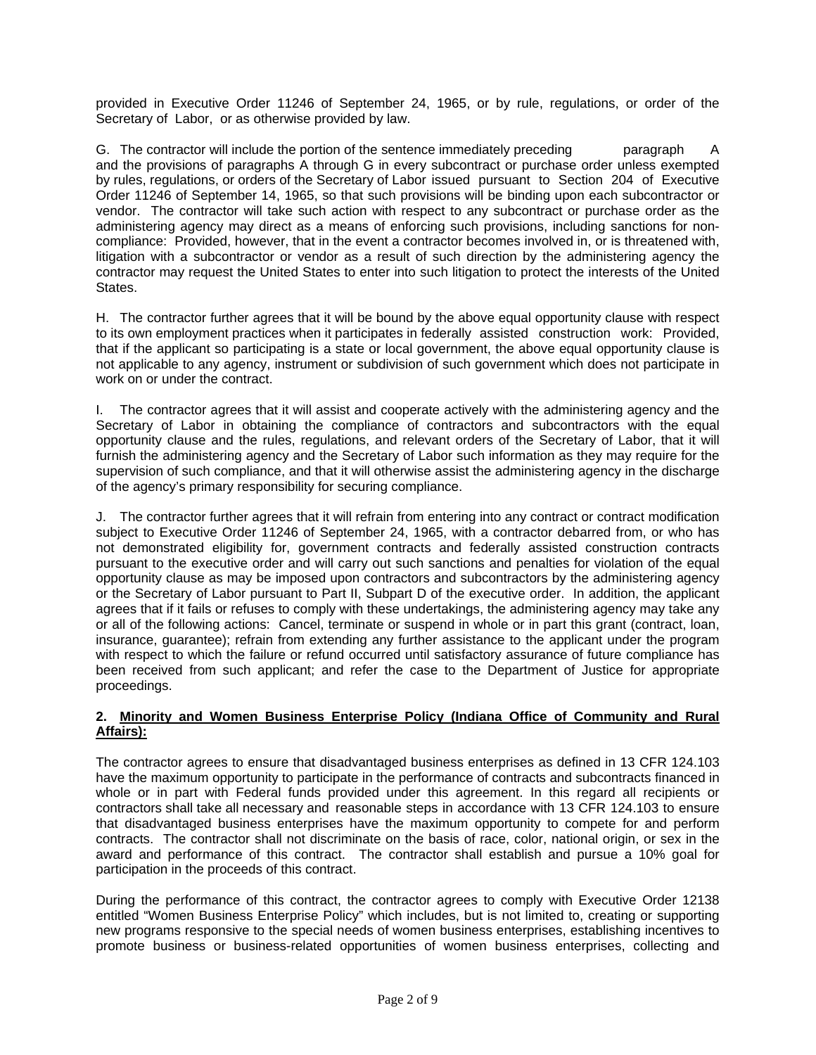provided in Executive Order 11246 of September 24, 1965, or by rule, regulations, or order of the Secretary of Labor, or as otherwise provided by law.

G. The contractor will include the portion of the sentence immediately preceding paragraph A and the provisions of paragraphs A through G in every subcontract or purchase order unless exempted by rules, regulations, or orders of the Secretary of Labor issued pursuant to Section 204 of Executive Order 11246 of September 14, 1965, so that such provisions will be binding upon each subcontractor or vendor. The contractor will take such action with respect to any subcontract or purchase order as the administering agency may direct as a means of enforcing such provisions, including sanctions for non-compliance: Provided, however, that in the event a contractor becomes involved in, or is threatened with, litigation with a subcontractor or vendor as a result of such direction by the administering agency the contractor may request the United States to enter into such litigation to protect the interests of the United States.

H. The contractor further agrees that it will be bound by the above equal opportunity clause with respect to its own employment practices when it participates in federally assisted construction work: Provided, that if the applicant so participating is a state or local government, the above equal opportunity clause is not applicable to any agency, instrument or subdivision of such government which does not participate in work on or under the contract.

I. The contractor agrees that it will assist and cooperate actively with the administering agency and the Secretary of Labor in obtaining the compliance of contractors and subcontractors with the equal opportunity clause and the rules, regulations, and relevant orders of the Secretary of Labor, that it will furnish the administering agency and the Secretary of Labor such information as they may require for the supervision of such compliance, and that it will otherwise assist the administering agency in the discharge of the agency's primary responsibility for securing compliance.

J. The contractor further agrees that it will refrain from entering into any contract or contract modification subject to Executive Order 11246 of September 24, 1965, with a contractor debarred from, or who has not demonstrated eligibility for, government contracts and federally assisted construction contracts pursuant to the executive order and will carry out such sanctions and penalties for violation of the equal opportunity clause as may be imposed upon contractors and subcontractors by the administering agency or the Secretary of Labor pursuant to Part II, Subpart D of the executive order. In addition, the applicant agrees that if it fails or refuses to comply with these undertakings, the administering agency may take any or all of the following actions: Cancel, terminate or suspend in whole or in part this grant (contract, loan, insurance, guarantee); refrain from extending any further assistance to the applicant under the program with respect to which the failure or refund occurred until satisfactory assurance of future compliance has been received from such applicant; and refer the case to the Department of Justice for appropriate proceedings.

**2. Minority and Women Business Enterprise Policy (Indiana Office of Community and Rural Affairs):**

The contractor agrees to ensure that disadvantaged business enterprises as defined in 13 CFR 124.103 have the maximum opportunity to participate in the performance of contracts and subcontracts financed in whole or in part with Federal funds provided under this agreement. In this regard all recipients or contractors shall take all necessary and reasonable steps in accordance with 13 CFR 124.103 to ensure that disadvantaged business enterprises have the maximum opportunity to compete for and perform contracts. The contractor shall not discriminate on the basis of race, color, national origin, or sex in the award and performance of this contract. The contractor shall establish and pursue a 10% goal for participation in the proceeds of this contract.

During the performance of this contract, the contractor agrees to comply with Executive Order 12138 entitled "Women Business Enterprise Policy" which includes, but is not limited to, creating or supporting new programs responsive to the special needs of women business enterprises, establishing incentives to promote business or business-related opportunities of women business enterprises, collecting and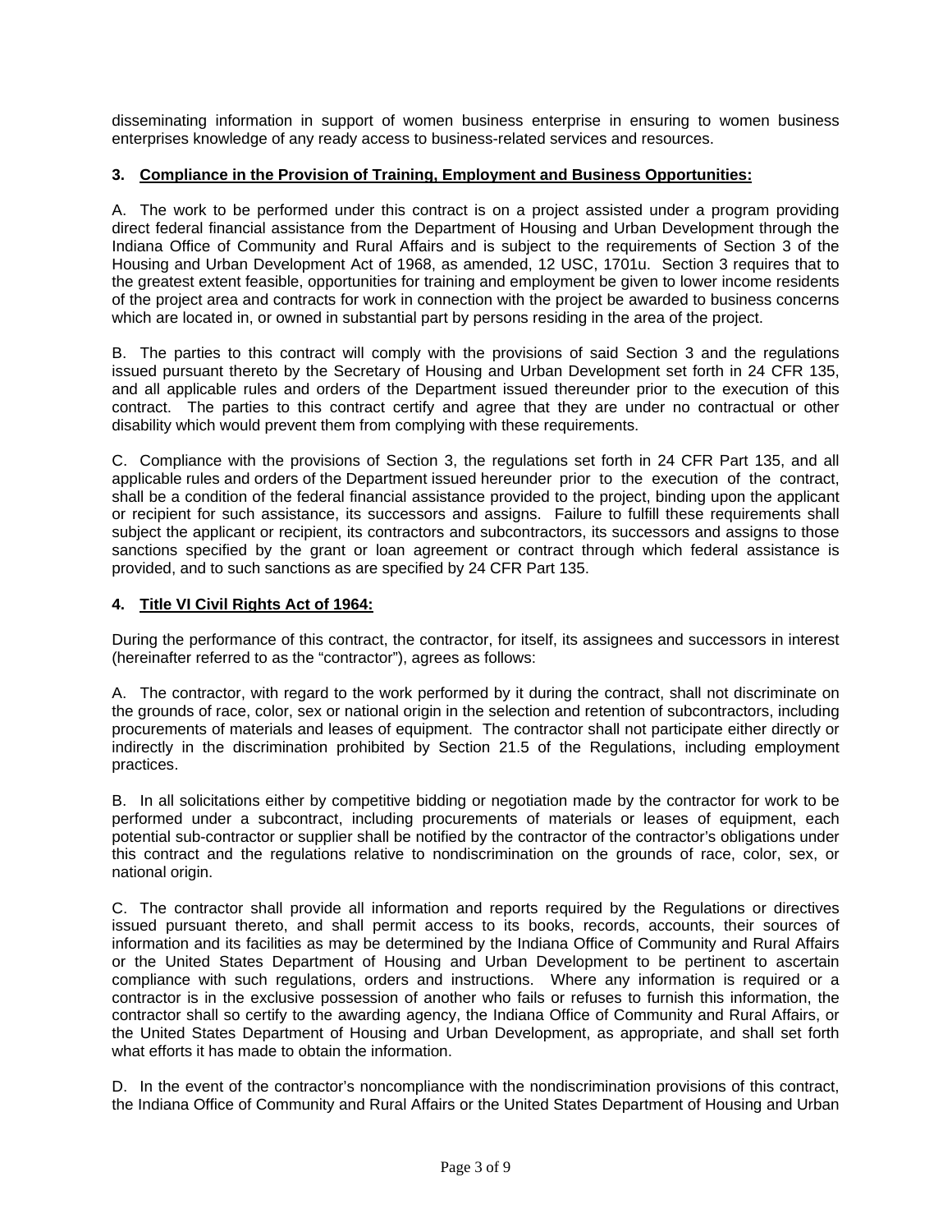disseminating information in support of women business enterprise in ensuring to women business enterprises knowledge of any ready access to business-related services and resources.

**3. <u>Compliance in the Provision of Training, Employment and Business Opportunities:</u>**

A. The work to be performed under this contract is on a project assisted under a program providing direct federal financial assistance from the Department of Housing and Urban Development through the Indiana Office of Community and Rural Affairs and is subject to the requirements of Section 3 of the Housing and Urban Development Act of 1968, as amended, 12 USC, 1701u. Section 3 requires that to the greatest extent feasible, opportunities for training and employment be given to lower income residents of the project area and contracts for work in connection with the project be awarded to business concerns which are located in, or owned in substantial part by persons residing in the area of the project.

B. The parties to this contract will comply with the provisions of said Section 3 and the regulations issued pursuant thereto by the Secretary of Housing and Urban Development set forth in 24 CFR 135, and all applicable rules and orders of the Department issued thereunder prior to the execution of this contract. The parties to this contract certify and agree that they are under no contractual or other disability which would prevent them from complying with these requirements.

C. Compliance with the provisions of Section 3, the regulations set forth in 24 CFR Part 135, and all applicable rules and orders of the Department issued hereunder prior to the execution of the contract, shall be a condition of the federal financial assistance provided to the project, binding upon the applicant or recipient for such assistance, its successors and assigns. Failure to fulfill these requirements shall subject the applicant or recipient, its contractors and subcontractors, its successors and assigns to those sanctions specified by the grant or loan agreement or contract through which federal assistance is provided, and to such sanctions as are specified by 24 CFR Part 135.

**4. <u>Title VI Civil Rights Act of 1964:</u>**

During the performance of this contract, the contractor, for itself, its assignees and successors in interest (hereinafter referred to as the "contractor"), agrees as follows:

A. The contractor, with regard to the work performed by it during the contract, shall not discriminate on the grounds of race, color, sex or national origin in the selection and retention of subcontractors, including procurements of materials and leases of equipment. The contractor shall not participate either directly or indirectly in the discrimination prohibited by Section 21.5 of the Regulations, including employment practices.

B. In all solicitations either by competitive bidding or negotiation made by the contractor for work to be performed under a subcontract, including procurements of materials or leases of equipment, each potential sub-contractor or supplier shall be notified by the contractor of the contractor's obligations under this contract and the regulations relative to nondiscrimination on the grounds of race, color, sex, or national origin.

C. The contractor shall provide all information and reports required by the Regulations or directives issued pursuant thereto, and shall permit access to its books, records, accounts, their sources of information and its facilities as may be determined by the Indiana Office of Community and Rural Affairs or the United States Department of Housing and Urban Development to be pertinent to ascertain compliance with such regulations, orders and instructions. Where any information is required or a contractor is in the exclusive possession of another who fails or refuses to furnish this information, the contractor shall so certify to the awarding agency, the Indiana Office of Community and Rural Affairs, or the United States Department of Housing and Urban Development, as appropriate, and shall set forth what efforts it has made to obtain the information.

D. In the event of the contractor's noncompliance with the nondiscrimination provisions of this contract, the Indiana Office of Community and Rural Affairs or the United States Department of Housing and Urban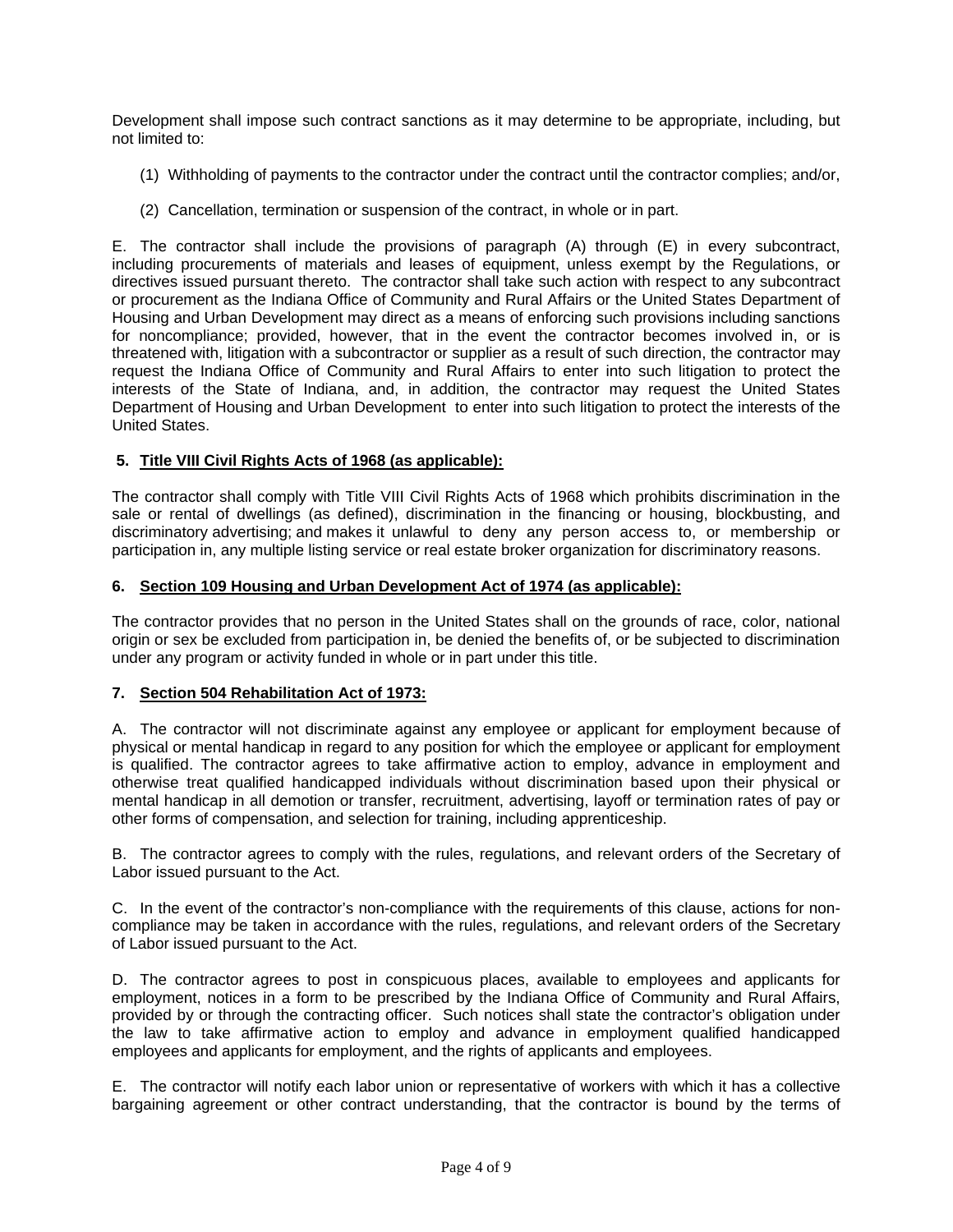Development shall impose such contract sanctions as it may determine to be appropriate, including, but not limited to:

(1) Withholding of payments to the contractor under the contract until the contractor complies; and/or,

(2) Cancellation, termination or suspension of the contract, in whole or in part.

E. The contractor shall include the provisions of paragraph (A) through (E) in every subcontract, including procurements of materials and leases of equipment, unless exempt by the Regulations, or directives issued pursuant thereto. The contractor shall take such action with respect to any subcontract or procurement as the Indiana Office of Community and Rural Affairs or the United States Department of Housing and Urban Development may direct as a means of enforcing such provisions including sanctions for noncompliance; provided, however, that in the event the contractor becomes involved in, or is threatened with, litigation with a subcontractor or supplier as a result of such direction, the contractor may request the Indiana Office of Community and Rural Affairs to enter into such litigation to protect the interests of the State of Indiana, and, in addition, the contractor may request the United States Department of Housing and Urban Development to enter into such litigation to protect the interests of the United States.

**5. <u>Title VIII Civil Rights Acts of 1968 (as applicable):</u>**

The contractor shall comply with Title VIII Civil Rights Acts of 1968 which prohibits discrimination in the sale or rental of dwellings (as defined), discrimination in the financing or housing, blockbusting, and discriminatory advertising; and makes it unlawful to deny any person access to, or membership or participation in, any multiple listing service or real estate broker organization for discriminatory reasons.

**6. <u>Section 109 Housing and Urban Development Act of 1974 (as applicable):</u>**

The contractor provides that no person in the United States shall on the grounds of race, color, national origin or sex be excluded from participation in, be denied the benefits of, or be subjected to discrimination under any program or activity funded in whole or in part under this title.

**7. <u>Section 504 Rehabilitation Act of 1973:</u>**

A. The contractor will not discriminate against any employee or applicant for employment because of physical or mental handicap in regard to any position for which the employee or applicant for employment is qualified. The contractor agrees to take affirmative action to employ, advance in employment and otherwise treat qualified handicapped individuals without discrimination based upon their physical or mental handicap in all demotion or transfer, recruitment, advertising, layoff or termination rates of pay or other forms of compensation, and selection for training, including apprenticeship.

B. The contractor agrees to comply with the rules, regulations, and relevant orders of the Secretary of Labor issued pursuant to the Act.

C. In the event of the contractor's non-compliance with the requirements of this clause, actions for non-compliance may be taken in accordance with the rules, regulations, and relevant orders of the Secretary of Labor issued pursuant to the Act.

D. The contractor agrees to post in conspicuous places, available to employees and applicants for employment, notices in a form to be prescribed by the Indiana Office of Community and Rural Affairs, provided by or through the contracting officer. Such notices shall state the contractor's obligation under the law to take affirmative action to employ and advance in employment qualified handicapped employees and applicants for employment, and the rights of applicants and employees.

E. The contractor will notify each labor union or representative of workers with which it has a collective bargaining agreement or other contract understanding, that the contractor is bound by the terms of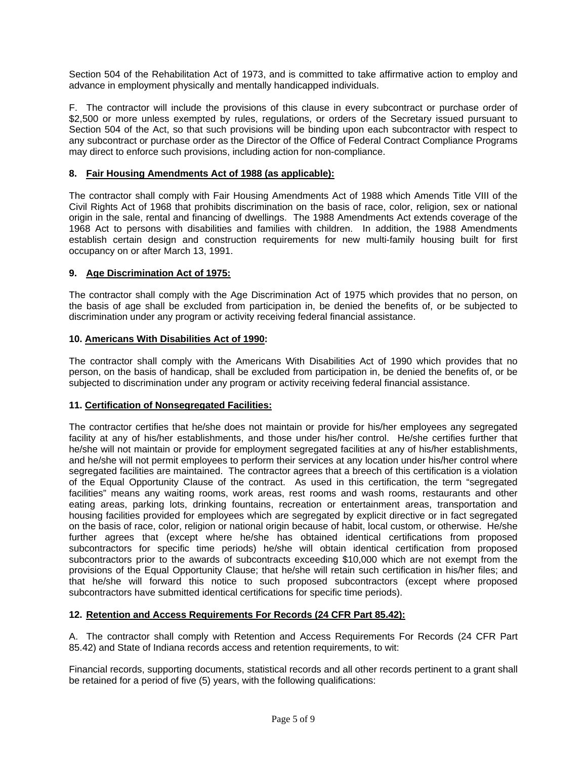Section 504 of the Rehabilitation Act of 1973, and is committed to take affirmative action to employ and advance in employment physically and mentally handicapped individuals.

F. The contractor will include the provisions of this clause in every subcontract or purchase order of $2,500 or more unless exempted by rules, regulations, or orders of the Secretary issued pursuant to Section 504 of the Act, so that such provisions will be binding upon each subcontractor with respect to any subcontract or purchase order as the Director of the Office of Federal Contract Compliance Programs may direct to enforce such provisions, including action for non-compliance.

**8. Fair Housing Amendments Act of 1988 (as applicable):**

The contractor shall comply with Fair Housing Amendments Act of 1988 which Amends Title VIII of the Civil Rights Act of 1968 that prohibits discrimination on the basis of race, color, religion, sex or national origin in the sale, rental and financing of dwellings. The 1988 Amendments Act extends coverage of the 1968 Act to persons with disabilities and families with children. In addition, the 1988 Amendments establish certain design and construction requirements for new multi-family housing built for first occupancy on or after March 13, 1991.

**9. Age Discrimination Act of 1975:**

The contractor shall comply with the Age Discrimination Act of 1975 which provides that no person, on the basis of age shall be excluded from participation in, be denied the benefits of, or be subjected to discrimination under any program or activity receiving federal financial assistance.

**10. Americans With Disabilities Act of 1990:**

The contractor shall comply with the Americans With Disabilities Act of 1990 which provides that no person, on the basis of handicap, shall be excluded from participation in, be denied the benefits of, or be subjected to discrimination under any program or activity receiving federal financial assistance.

**11. Certification of Nonsegregated Facilities:**

The contractor certifies that he/she does not maintain or provide for his/her employees any segregated facility at any of his/her establishments, and those under his/her control. He/she certifies further that he/she will not maintain or provide for employment segregated facilities at any of his/her establishments, and he/she will not permit employees to perform their services at any location under his/her control where segregated facilities are maintained. The contractor agrees that a breech of this certification is a violation of the Equal Opportunity Clause of the contract. As used in this certification, the term "segregated facilities" means any waiting rooms, work areas, rest rooms and wash rooms, restaurants and other eating areas, parking lots, drinking fountains, recreation or entertainment areas, transportation and housing facilities provided for employees which are segregated by explicit directive or in fact segregated on the basis of race, color, religion or national origin because of habit, local custom, or otherwise. He/she further agrees that (except where he/she has obtained identical certifications from proposed subcontractors for specific time periods) he/she will obtain identical certification from proposed subcontractors prior to the awards of subcontracts exceeding $10,000 which are not exempt from the provisions of the Equal Opportunity Clause; that he/she will retain such certification in his/her files; and that he/she will forward this notice to such proposed subcontractors (except where proposed subcontractors have submitted identical certifications for specific time periods).

**12. Retention and Access Requirements For Records (24 CFR Part 85.42):**

A. The contractor shall comply with Retention and Access Requirements For Records (24 CFR Part 85.42) and State of Indiana records access and retention requirements, to wit:

Financial records, supporting documents, statistical records and all other records pertinent to a grant shall be retained for a period of five (5) years, with the following qualifications: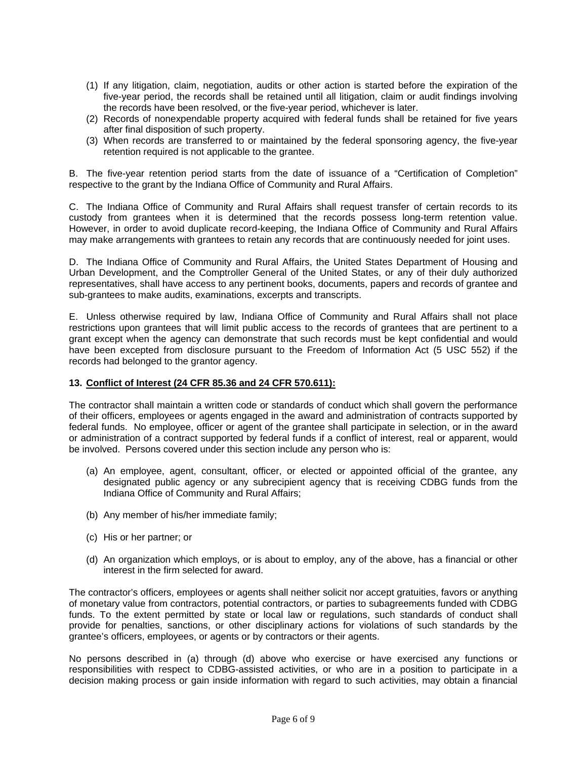(1) If any litigation, claim, negotiation, audits or other action is started before the expiration of the five-year period, the records shall be retained until all litigation, claim or audit findings involving the records have been resolved, or the five-year period, whichever is later.

(2) Records of nonexpendable property acquired with federal funds shall be retained for five years after final disposition of such property.

(3) When records are transferred to or maintained by the federal sponsoring agency, the five-year retention required is not applicable to the grantee.

B. The five-year retention period starts from the date of issuance of a "Certification of Completion" respective to the grant by the Indiana Office of Community and Rural Affairs.

C. The Indiana Office of Community and Rural Affairs shall request transfer of certain records to its custody from grantees when it is determined that the records possess long-term retention value. However, in order to avoid duplicate record-keeping, the Indiana Office of Community and Rural Affairs may make arrangements with grantees to retain any records that are continuously needed for joint uses.

D. The Indiana Office of Community and Rural Affairs, the United States Department of Housing and Urban Development, and the Comptroller General of the United States, or any of their duly authorized representatives, shall have access to any pertinent books, documents, papers and records of grantee and sub-grantees to make audits, examinations, excerpts and transcripts.

E. Unless otherwise required by law, Indiana Office of Community and Rural Affairs shall not place restrictions upon grantees that will limit public access to the records of grantees that are pertinent to a grant except when the agency can demonstrate that such records must be kept confidential and would have been excepted from disclosure pursuant to the Freedom of Information Act (5 USC 552) if the records had belonged to the grantor agency.

**13. <u>Conflict of Interest (24 CFR 85.36 and 24 CFR 570.611):</u>**

The contractor shall maintain a written code or standards of conduct which shall govern the performance of their officers, employees or agents engaged in the award and administration of contracts supported by federal funds. No employee, officer or agent of the grantee shall participate in selection, or in the award or administration of a contract supported by federal funds if a conflict of interest, real or apparent, would be involved. Persons covered under this section include any person who is:

(a) An employee, agent, consultant, officer, or elected or appointed official of the grantee, any designated public agency or any subrecipient agency that is receiving CDBG funds from the Indiana Office of Community and Rural Affairs;

(b) Any member of his/her immediate family;

(c) His or her partner; or

(d) An organization which employs, or is about to employ, any of the above, has a financial or other interest in the firm selected for award.

The contractor's officers, employees or agents shall neither solicit nor accept gratuities, favors or anything of monetary value from contractors, potential contractors, or parties to subagreements funded with CDBG funds. To the extent permitted by state or local law or regulations, such standards of conduct shall provide for penalties, sanctions, or other disciplinary actions for violations of such standards by the grantee's officers, employees, or agents or by contractors or their agents.

No persons described in (a) through (d) above who exercise or have exercised any functions or responsibilities with respect to CDBG-assisted activities, or who are in a position to participate in a decision making process or gain inside information with regard to such activities, may obtain a financial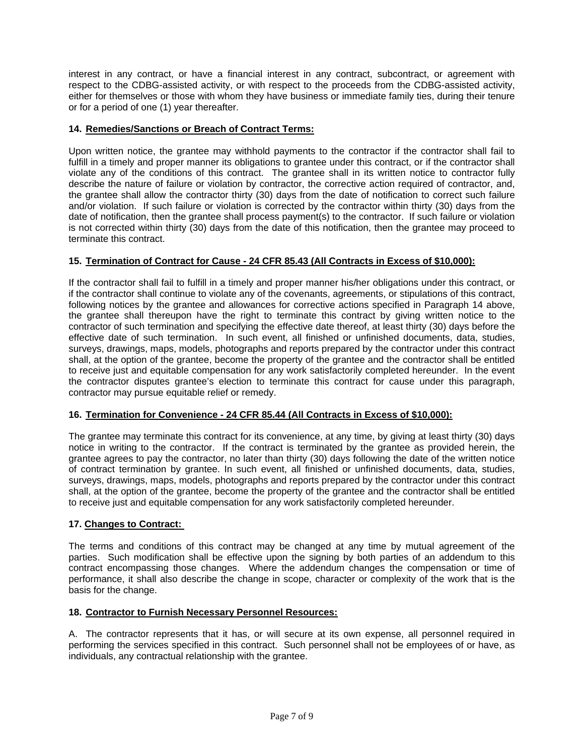interest in any contract, or have a financial interest in any contract, subcontract, or agreement with respect to the CDBG-assisted activity, or with respect to the proceeds from the CDBG-assisted activity, either for themselves or those with whom they have business or immediate family ties, during their tenure or for a period of one (1) year thereafter.

**14. Remedies/Sanctions or Breach of Contract Terms:**

Upon written notice, the grantee may withhold payments to the contractor if the contractor shall fail to fulfill in a timely and proper manner its obligations to grantee under this contract, or if the contractor shall violate any of the conditions of this contract. The grantee shall in its written notice to contractor fully describe the nature of failure or violation by contractor, the corrective action required of contractor, and, the grantee shall allow the contractor thirty (30) days from the date of notification to correct such failure and/or violation. If such failure or violation is corrected by the contractor within thirty (30) days from the date of notification, then the grantee shall process payment(s) to the contractor. If such failure or violation is not corrected within thirty (30) days from the date of this notification, then the grantee may proceed to terminate this contract.

**15. Termination of Contract for Cause - 24 CFR 85.43 (All Contracts in Excess of $10,000):**

If the contractor shall fail to fulfill in a timely and proper manner his/her obligations under this contract, or if the contractor shall continue to violate any of the covenants, agreements, or stipulations of this contract, following notices by the grantee and allowances for corrective actions specified in Paragraph 14 above, the grantee shall thereupon have the right to terminate this contract by giving written notice to the contractor of such termination and specifying the effective date thereof, at least thirty (30) days before the effective date of such termination. In such event, all finished or unfinished documents, data, studies, surveys, drawings, maps, models, photographs and reports prepared by the contractor under this contract shall, at the option of the grantee, become the property of the grantee and the contractor shall be entitled to receive just and equitable compensation for any work satisfactorily completed hereunder. In the event the contractor disputes grantee's election to terminate this contract for cause under this paragraph, contractor may pursue equitable relief or remedy.

**16. Termination for Convenience - 24 CFR 85.44 (All Contracts in Excess of $10,000):**

The grantee may terminate this contract for its convenience, at any time, by giving at least thirty (30) days notice in writing to the contractor. If the contract is terminated by the grantee as provided herein, the grantee agrees to pay the contractor, no later than thirty (30) days following the date of the written notice of contract termination by grantee. In such event, all finished or unfinished documents, data, studies, surveys, drawings, maps, models, photographs and reports prepared by the contractor under this contract shall, at the option of the grantee, become the property of the grantee and the contractor shall be entitled to receive just and equitable compensation for any work satisfactorily completed hereunder.

**17. Changes to Contract:**

The terms and conditions of this contract may be changed at any time by mutual agreement of the parties. Such modification shall be effective upon the signing by both parties of an addendum to this contract encompassing those changes. Where the addendum changes the compensation or time of performance, it shall also describe the change in scope, character or complexity of the work that is the basis for the change.

**18. Contractor to Furnish Necessary Personnel Resources:**

A. The contractor represents that it has, or will secure at its own expense, all personnel required in performing the services specified in this contract. Such personnel shall not be employees of or have, as individuals, any contractual relationship with the grantee.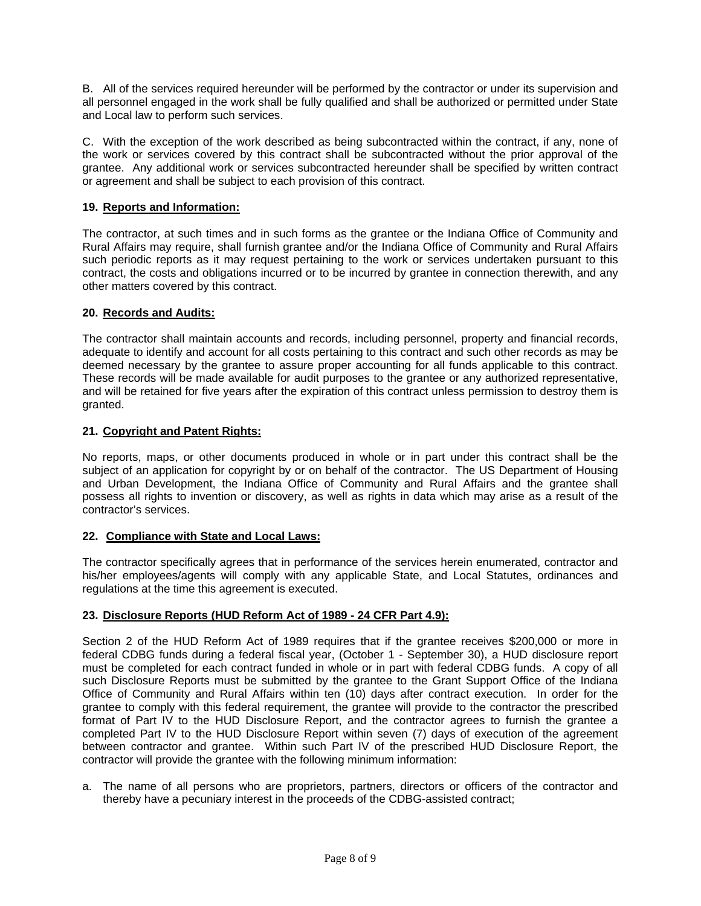B. All of the services required hereunder will be performed by the contractor or under its supervision and all personnel engaged in the work shall be fully qualified and shall be authorized or permitted under State and Local law to perform such services.

C. With the exception of the work described as being subcontracted within the contract, if any, none of the work or services covered by this contract shall be subcontracted without the prior approval of the grantee. Any additional work or services subcontracted hereunder shall be specified by written contract or agreement and shall be subject to each provision of this contract.

**19. <u>Reports and Information:</u>**

The contractor, at such times and in such forms as the grantee or the Indiana Office of Community and Rural Affairs may require, shall furnish grantee and/or the Indiana Office of Community and Rural Affairs such periodic reports as it may request pertaining to the work or services undertaken pursuant to this contract, the costs and obligations incurred or to be incurred by grantee in connection therewith, and any other matters covered by this contract.

**20. <u>Records and Audits:</u>**

The contractor shall maintain accounts and records, including personnel, property and financial records, adequate to identify and account for all costs pertaining to this contract and such other records as may be deemed necessary by the grantee to assure proper accounting for all funds applicable to this contract. These records will be made available for audit purposes to the grantee or any authorized representative, and will be retained for five years after the expiration of this contract unless permission to destroy them is granted.

**21. <u>Copyright and Patent Rights:</u>**

No reports, maps, or other documents produced in whole or in part under this contract shall be the subject of an application for copyright by or on behalf of the contractor. The US Department of Housing and Urban Development, the Indiana Office of Community and Rural Affairs and the grantee shall possess all rights to invention or discovery, as well as rights in data which may arise as a result of the contractor's services.

**22. <u>Compliance with State and Local Laws:</u>**

The contractor specifically agrees that in performance of the services herein enumerated, contractor and his/her employees/agents will comply with any applicable State, and Local Statutes, ordinances and regulations at the time this agreement is executed.

**23. <u>Disclosure Reports (HUD Reform Act of 1989 - 24 CFR Part 4.9):</u>**

Section 2 of the HUD Reform Act of 1989 requires that if the grantee receives $200,000 or more in federal CDBG funds during a federal fiscal year, (October 1 - September 30), a HUD disclosure report must be completed for each contract funded in whole or in part with federal CDBG funds. A copy of all such Disclosure Reports must be submitted by the grantee to the Grant Support Office of the Indiana Office of Community and Rural Affairs within ten (10) days after contract execution. In order for the grantee to comply with this federal requirement, the grantee will provide to the contractor the prescribed format of Part IV to the HUD Disclosure Report, and the contractor agrees to furnish the grantee a completed Part IV to the HUD Disclosure Report within seven (7) days of execution of the agreement between contractor and grantee. Within such Part IV of the prescribed HUD Disclosure Report, the contractor will provide the grantee with the following minimum information:

a. The name of all persons who are proprietors, partners, directors or officers of the contractor and thereby have a pecuniary interest in the proceeds of the CDBG-assisted contract;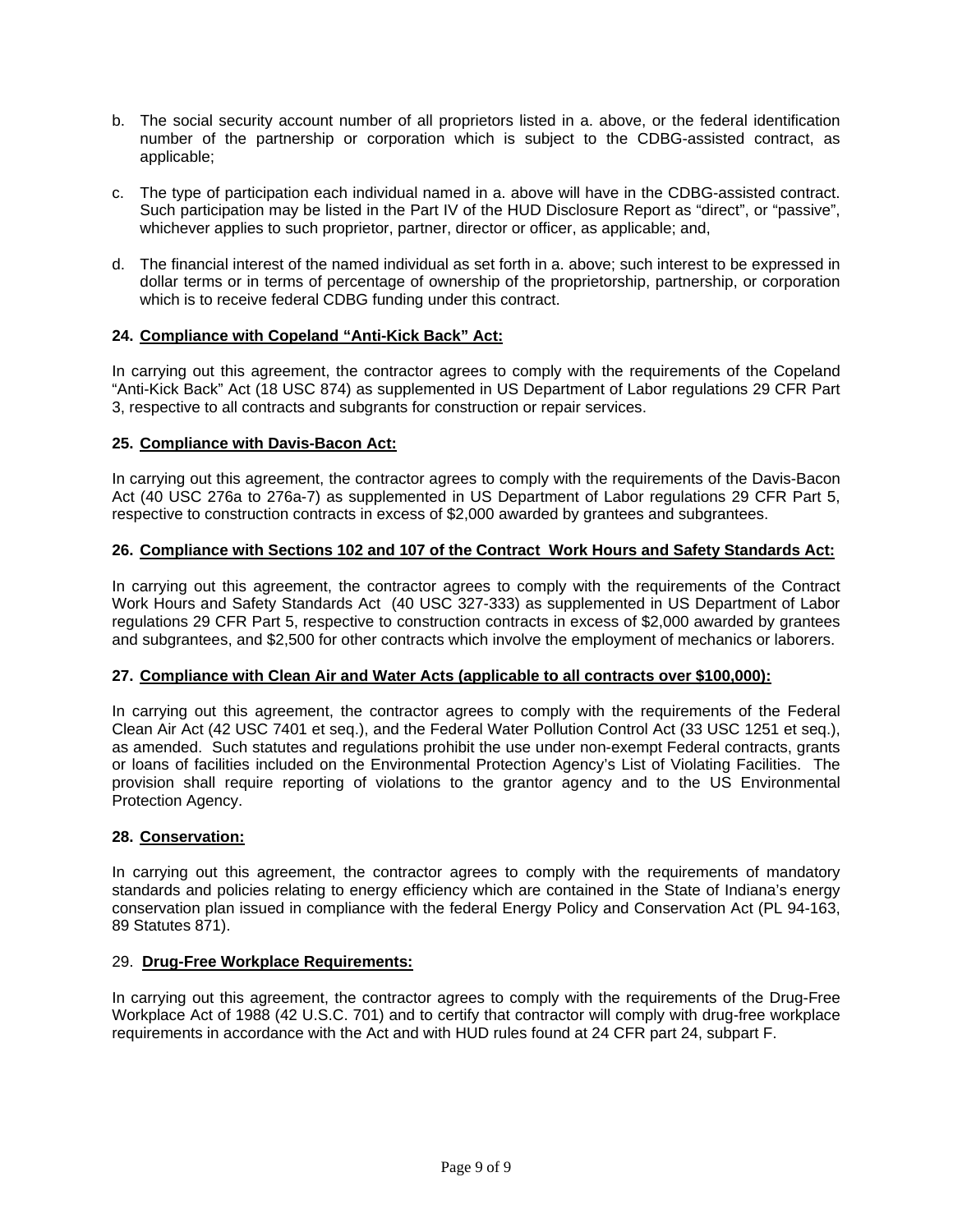b. The social security account number of all proprietors listed in a. above, or the federal identification number of the partnership or corporation which is subject to the CDBG-assisted contract, as applicable;

c. The type of participation each individual named in a. above will have in the CDBG-assisted contract. Such participation may be listed in the Part IV of the HUD Disclosure Report as "direct", or "passive", whichever applies to such proprietor, partner, director or officer, as applicable; and,

d. The financial interest of the named individual as set forth in a. above; such interest to be expressed in dollar terms or in terms of percentage of ownership of the proprietorship, partnership, or corporation which is to receive federal CDBG funding under this contract.

**24. Compliance with Copeland "Anti-Kick Back" Act:**

In carrying out this agreement, the contractor agrees to comply with the requirements of the Copeland "Anti-Kick Back" Act (18 USC 874) as supplemented in US Department of Labor regulations 29 CFR Part 3, respective to all contracts and subgrants for construction or repair services.

**25. Compliance with Davis-Bacon Act:**

In carrying out this agreement, the contractor agrees to comply with the requirements of the Davis-Bacon Act (40 USC 276a to 276a-7) as supplemented in US Department of Labor regulations 29 CFR Part 5, respective to construction contracts in excess of $2,000 awarded by grantees and subgrantees.

**26. Compliance with Sections 102 and 107 of the Contract Work Hours and Safety Standards Act:**

In carrying out this agreement, the contractor agrees to comply with the requirements of the Contract Work Hours and Safety Standards Act (40 USC 327-333) as supplemented in US Department of Labor regulations 29 CFR Part 5, respective to construction contracts in excess of $2,000 awarded by grantees and subgrantees, and $2,500 for other contracts which involve the employment of mechanics or laborers.

**27. Compliance with Clean Air and Water Acts (applicable to all contracts over $100,000):**

In carrying out this agreement, the contractor agrees to comply with the requirements of the Federal Clean Air Act (42 USC 7401 et seq.), and the Federal Water Pollution Control Act (33 USC 1251 et seq.), as amended. Such statutes and regulations prohibit the use under non-exempt Federal contracts, grants or loans of facilities included on the Environmental Protection Agency's List of Violating Facilities. The provision shall require reporting of violations to the grantor agency and to the US Environmental Protection Agency.

**28. Conservation:**

In carrying out this agreement, the contractor agrees to comply with the requirements of mandatory standards and policies relating to energy efficiency which are contained in the State of Indiana's energy conservation plan issued in compliance with the federal Energy Policy and Conservation Act (PL 94-163, 89 Statutes 871).

29. **Drug-Free Workplace Requirements:**

In carrying out this agreement, the contractor agrees to comply with the requirements of the Drug-Free Workplace Act of 1988 (42 U.S.C. 701) and to certify that contractor will comply with drug-free workplace requirements in accordance with the Act and with HUD rules found at 24 CFR part 24, subpart F.